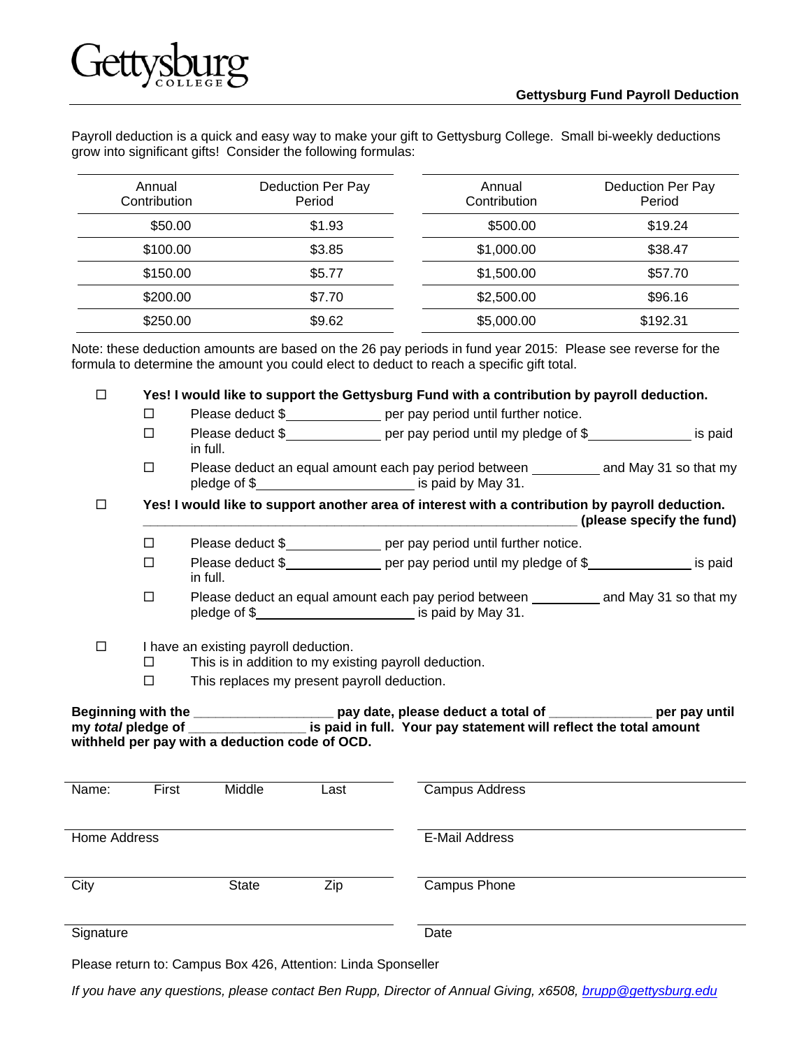Gettysburg College

## Gettysburg Fund Payroll Deduction

Payroll deduction is a quick and easy way to make your gift to Gettysburg College. Small bi-weekly deductions grow into significant gifts! Consider the following formulas:

| Annual Contribution | Deduction Per Pay Period | Annual Contribution | Deduction Per Pay Period |
|---|---|---|---|
| $50.00 | $1.93 | $500.00 | $19.24 |
| $100.00 | $3.85 | $1,000.00 | $38.47 |
| $150.00 | $5.77 | $1,500.00 | $57.70 |
| $200.00 | $7.70 | $2,500.00 | $96.16 |
| $250.00 | $9.62 | $5,000.00 | $192.31 |

Note: these deduction amounts are based on the 26 pay periods in fund year 2015: Please see reverse for the formula to determine the amount you could elect to deduct to reach a specific gift total.

☐ **Yes! I would like to support the Gettysburg Fund with a contribution by payroll deduction.**

- ☐ Please deduct $____________ per pay period until further notice.
- ☐ Please deduct $____________ per pay period until my pledge of $_____________ is paid in full.
- ☐ Please deduct an equal amount each pay period between _________ and May 31 so that my pledge of $____________________ is paid by May 31.

☐ **Yes! I would like to support another area of interest with a contribution by payroll deduction.**
**_______________________________________________________ (please specify the fund)**

- ☐ Please deduct $____________ per pay period until further notice.
- ☐ Please deduct $____________ per pay period until my pledge of $_____________ is paid in full.
- ☐ Please deduct an equal amount each pay period between _________ and May 31 so that my pledge of $____________________ is paid by May 31.

☐ I have an existing payroll deduction.

- ☐ This is in addition to my existing payroll deduction.
- ☐ This replaces my present payroll deduction.

**Beginning with the __________________ pay date, please deduct a total of _____________ per pay until my *total* pledge of _______________ is paid in full. Your pay statement will reflect the total amount withheld per pay with a deduction code of OCD.**

| | |
|---|---|
| Name: First Middle Last | Campus Address |
| Home Address | E-Mail Address |
| City State Zip | Campus Phone |
| Signature | Date |

Please return to: Campus Box 426, Attention: Linda Sponseller

*If you have any questions, please contact Ben Rupp, Director of Annual Giving, x6508, brupp@gettysburg.edu*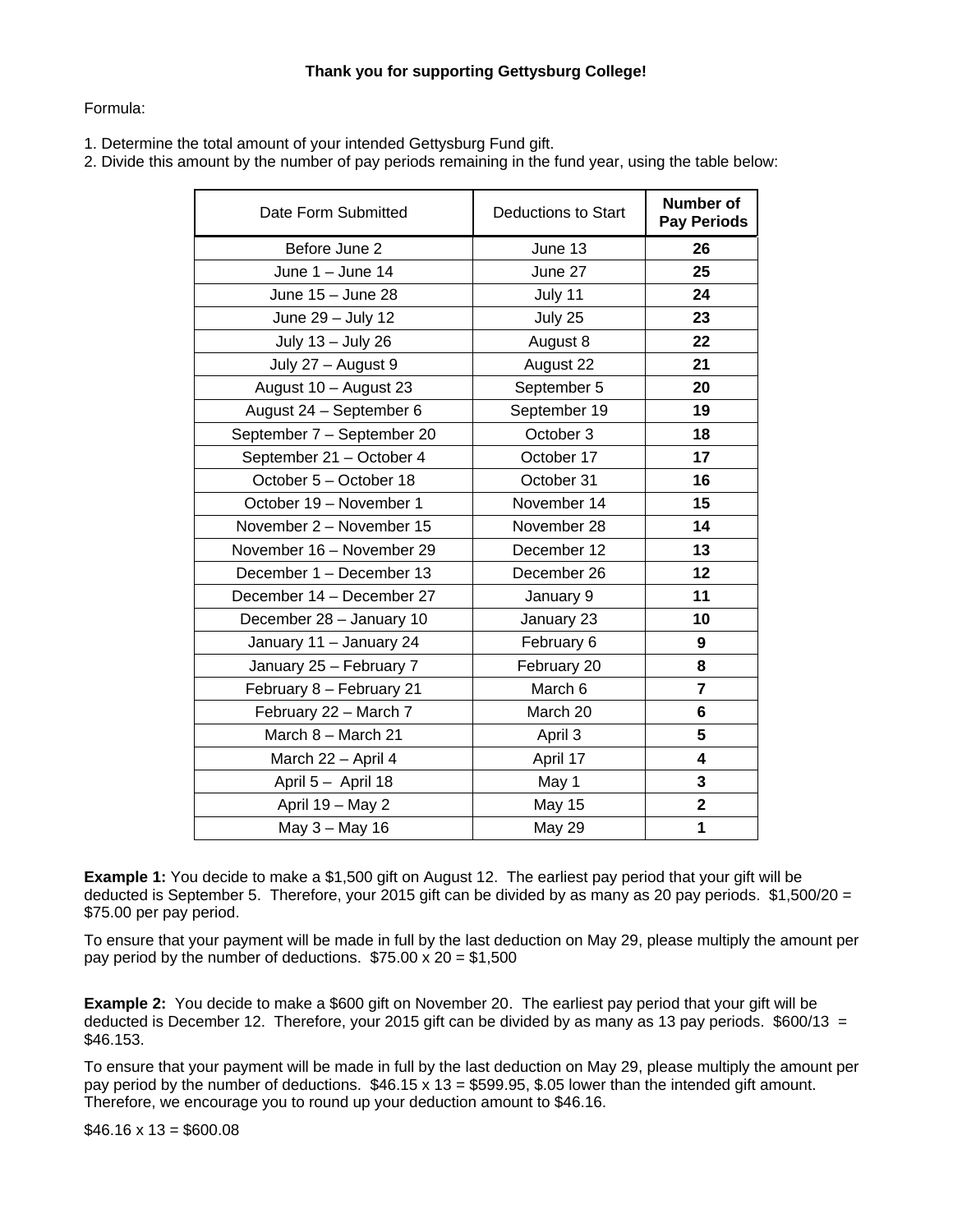**Thank you for supporting Gettysburg College!**

Formula:

1. Determine the total amount of your intended Gettysburg Fund gift.
2. Divide this amount by the number of pay periods remaining in the fund year, using the table below:

| Date Form Submitted | Deductions to Start | **Number of Pay Periods** |
|---|---|---|
| Before June 2 | June 13 | **26** |
| June 1 – June 14 | June 27 | **25** |
| June 15 – June 28 | July 11 | **24** |
| June 29 – July 12 | July 25 | **23** |
| July 13 – July 26 | August 8 | **22** |
| July 27 – August 9 | August 22 | **21** |
| August 10 – August 23 | September 5 | **20** |
| August 24 – September 6 | September 19 | **19** |
| September 7 – September 20 | October 3 | **18** |
| September 21 – October 4 | October 17 | **17** |
| October 5 – October 18 | October 31 | **16** |
| October 19 – November 1 | November 14 | **15** |
| November 2 – November 15 | November 28 | **14** |
| November 16 – November 29 | December 12 | **13** |
| December 1 – December 13 | December 26 | **12** |
| December 14 – December 27 | January 9 | **11** |
| December 28 – January 10 | January 23 | **10** |
| January 11 – January 24 | February 6 | **9** |
| January 25 – February 7 | February 20 | **8** |
| February 8 – February 21 | March 6 | **7** |
| February 22 – March 7 | March 20 | **6** |
| March 8 – March 21 | April 3 | **5** |
| March 22 – April 4 | April 17 | **4** |
| April 5 – April 18 | May 1 | **3** |
| April 19 – May 2 | May 15 | **2** |
| May 3 – May 16 | May 29 | **1** |

**Example 1:** You decide to make a $1,500 gift on August 12. The earliest pay period that your gift will be deducted is September 5. Therefore, your 2015 gift can be divided by as many as 20 pay periods. $1,500/20 = $75.00 per pay period.

To ensure that your payment will be made in full by the last deduction on May 29, please multiply the amount per pay period by the number of deductions. $75.00 x 20 = $1,500

**Example 2:** You decide to make a $600 gift on November 20. The earliest pay period that your gift will be deducted is December 12. Therefore, your 2015 gift can be divided by as many as 13 pay periods. $600/13 = $46.153.

To ensure that your payment will be made in full by the last deduction on May 29, please multiply the amount per pay period by the number of deductions. $46.15 x 13 = $599.95, $.05 lower than the intended gift amount. Therefore, we encourage you to round up your deduction amount to $46.16.

$46.16 x 13 = $600.08